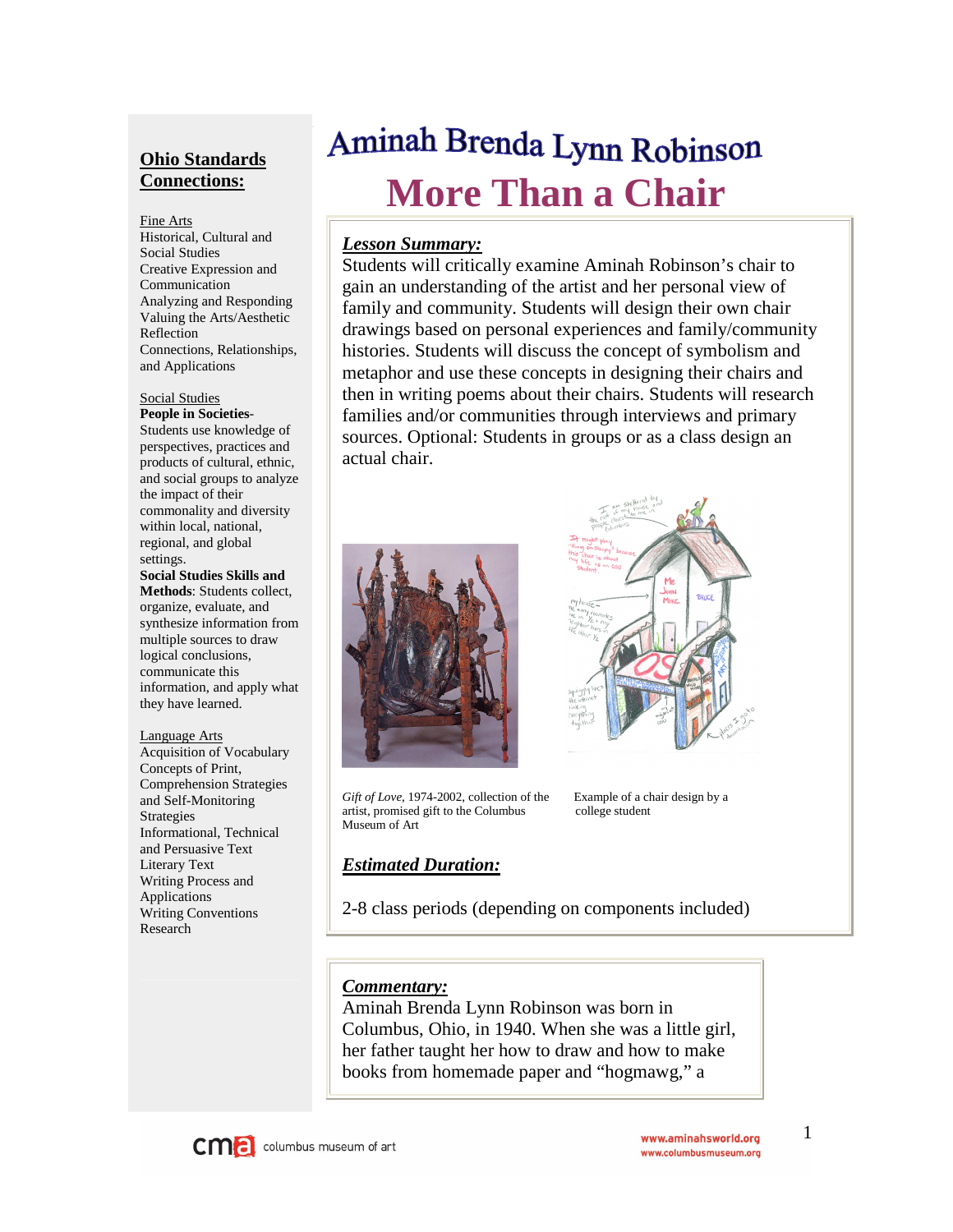# Aminah Brenda Lynn Robinson

# More Than a Chair

## Ohio Standards Connections:

Fine Arts
Historical, Cultural and Social Studies
Creative Expression and Communication
Analyzing and Responding
Valuing the Arts/Aesthetic Reflection
Connections, Relationships, and Applications

Social Studies
**People in Societies**- Students use knowledge of perspectives, practices and products of cultural, ethnic, and social groups to analyze the impact of their commonality and diversity within local, national, regional, and global settings.
**Social Studies Skills and Methods**: Students collect, organize, evaluate, and synthesize information from multiple sources to draw logical conclusions, communicate this information, and apply what they have learned.

Language Arts
Acquisition of Vocabulary
Concepts of Print, Comprehension Strategies and Self-Monitoring Strategies
Informational, Technical and Persuasive Text
Literary Text
Writing Process and Applications
Writing Conventions
Research

### Lesson Summary:

Students will critically examine Aminah Robinson's chair to gain an understanding of the artist and her personal view of family and community. Students will design their own chair drawings based on personal experiences and family/community histories. Students will discuss the concept of symbolism and metaphor and use these concepts in designing their chairs and then in writing poems about their chairs. Students will research families and/or communities through interviews and primary sources. Optional: Students in groups or as a class design an actual chair.

*Gift of Love*, 1974-2002, collection of the artist, promised gift to the Columbus Museum of Art

Example of a chair design by a college student

### Estimated Duration:

2-8 class periods (depending on components included)

### Commentary:

Aminah Brenda Lynn Robinson was born in Columbus, Ohio, in 1940. When she was a little girl, her father taught her how to draw and how to make books from homemade paper and "hogmawg," a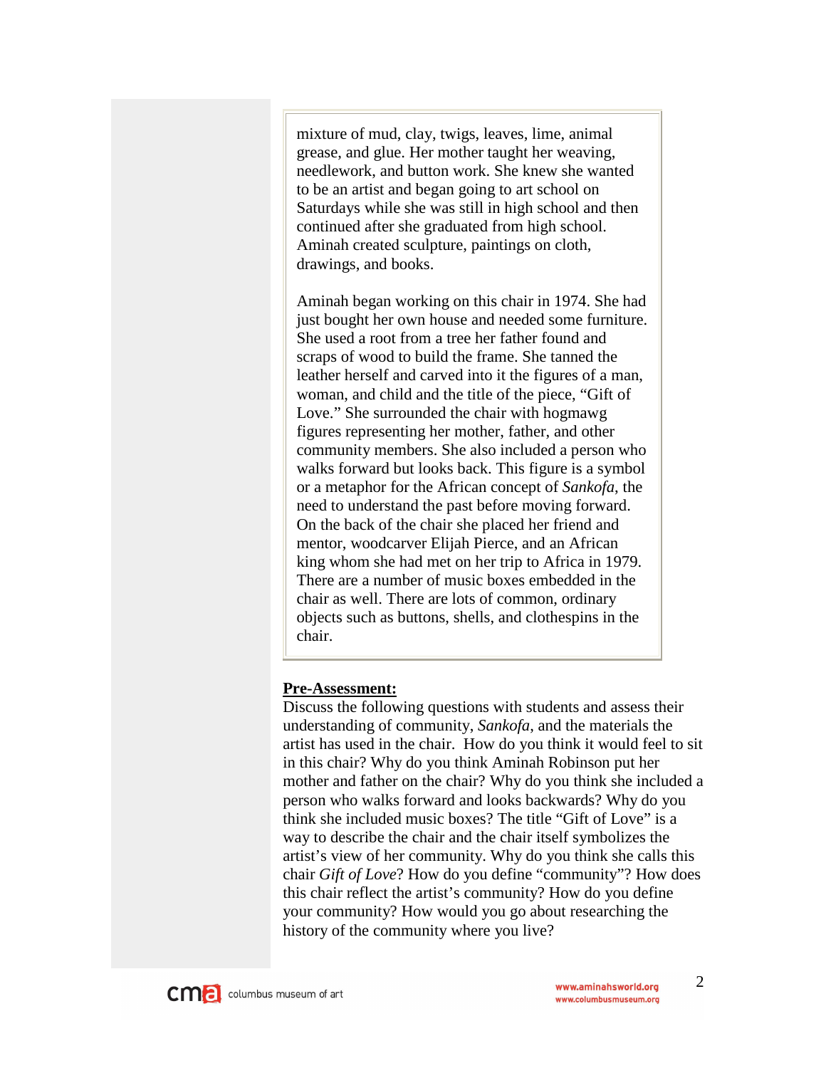mixture of mud, clay, twigs, leaves, lime, animal grease, and glue. Her mother taught her weaving, needlework, and button work. She knew she wanted to be an artist and began going to art school on Saturdays while she was still in high school and then continued after she graduated from high school. Aminah created sculpture, paintings on cloth, drawings, and books.

Aminah began working on this chair in 1974. She had just bought her own house and needed some furniture. She used a root from a tree her father found and scraps of wood to build the frame. She tanned the leather herself and carved into it the figures of a man, woman, and child and the title of the piece, "Gift of Love." She surrounded the chair with hogmawg figures representing her mother, father, and other community members. She also included a person who walks forward but looks back. This figure is a symbol or a metaphor for the African concept of *Sankofa*, the need to understand the past before moving forward. On the back of the chair she placed her friend and mentor, woodcarver Elijah Pierce, and an African king whom she had met on her trip to Africa in 1979. There are a number of music boxes embedded in the chair as well. There are lots of common, ordinary objects such as buttons, shells, and clothespins in the chair.

**Pre-Assessment:**

Discuss the following questions with students and assess their understanding of community, *Sankofa*, and the materials the artist has used in the chair. How do you think it would feel to sit in this chair? Why do you think Aminah Robinson put her mother and father on the chair? Why do you think she included a person who walks forward and looks backwards? Why do you think she included music boxes? The title "Gift of Love" is a way to describe the chair and the chair itself symbolizes the artist's view of her community. Why do you think she calls this chair *Gift of Love*? How do you define "community"? How does this chair reflect the artist's community? How do you define your community? How would you go about researching the history of the community where you live?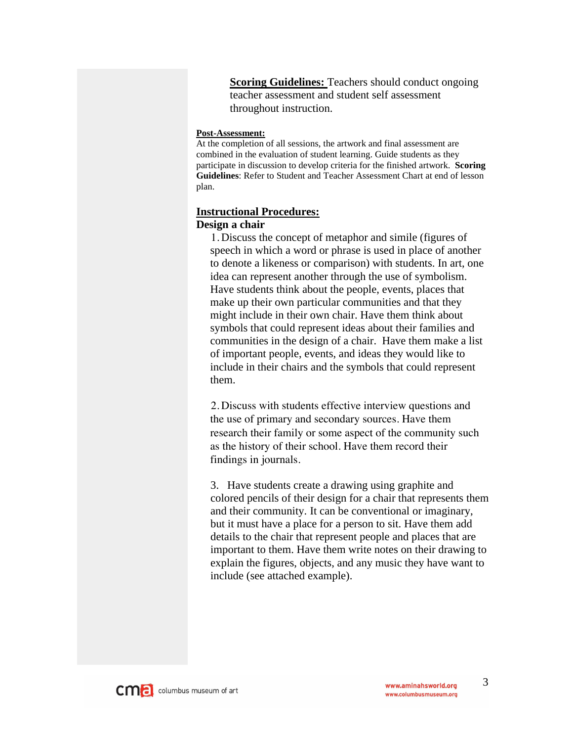**Scoring Guidelines:** Teachers should conduct ongoing teacher assessment and student self assessment throughout instruction.

**Post-Assessment:**

At the completion of all sessions, the artwork and final assessment are combined in the evaluation of student learning. Guide students as they participate in discussion to develop criteria for the finished artwork. **Scoring Guidelines**: Refer to Student and Teacher Assessment Chart at end of lesson plan.

## Instructional Procedures:

### Design a chair

1. Discuss the concept of metaphor and simile (figures of speech in which a word or phrase is used in place of another to denote a likeness or comparison) with students. In art, one idea can represent another through the use of symbolism. Have students think about the people, events, places that make up their own particular communities and that they might include in their own chair. Have them think about symbols that could represent ideas about their families and communities in the design of a chair. Have them make a list of important people, events, and ideas they would like to include in their chairs and the symbols that could represent them.

2. Discuss with students effective interview questions and the use of primary and secondary sources. Have them research their family or some aspect of the community such as the history of their school. Have them record their findings in journals.

3. Have students create a drawing using graphite and colored pencils of their design for a chair that represents them and their community. It can be conventional or imaginary, but it must have a place for a person to sit. Have them add details to the chair that represent people and places that are important to them. Have them write notes on their drawing to explain the figures, objects, and any music they have want to include (see attached example).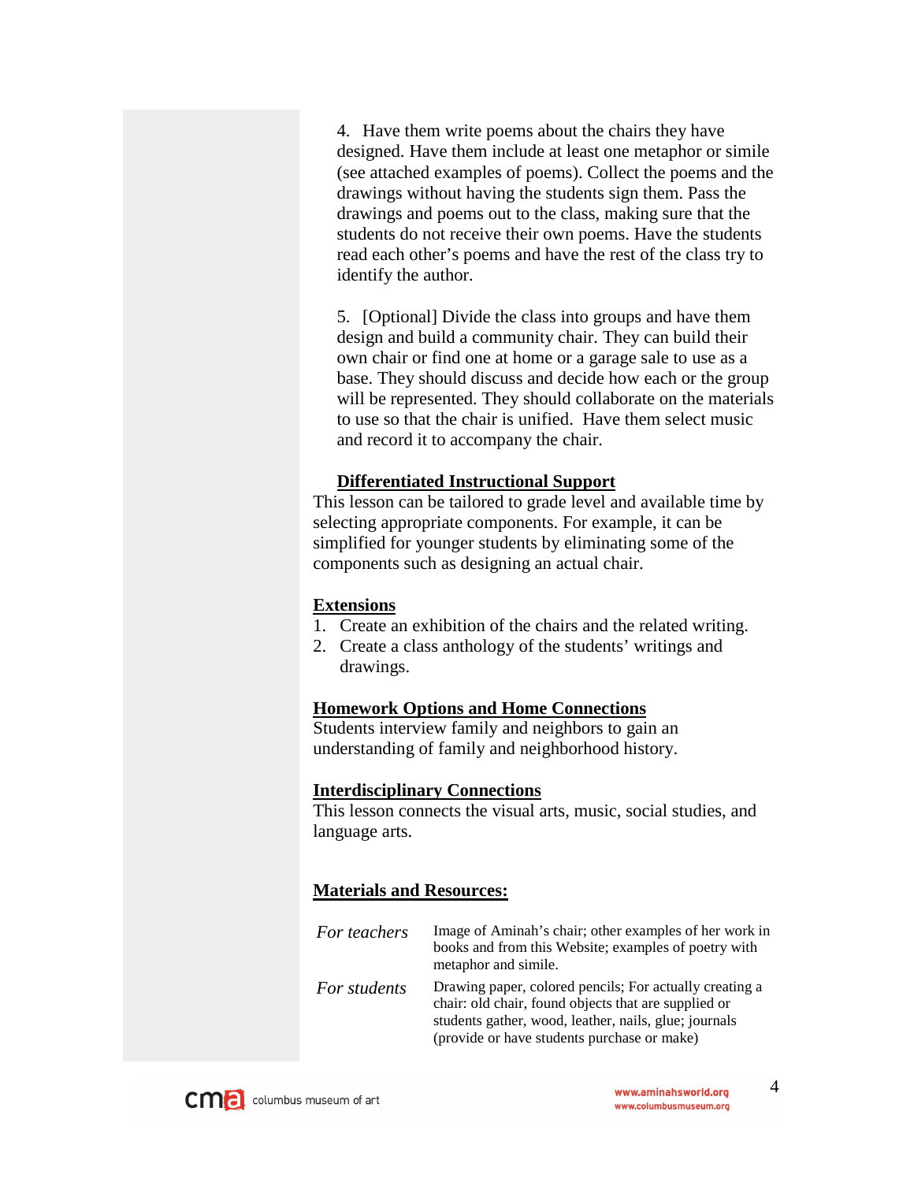4. Have them write poems about the chairs they have designed. Have them include at least one metaphor or simile (see attached examples of poems). Collect the poems and the drawings without having the students sign them. Pass the drawings and poems out to the class, making sure that the students do not receive their own poems. Have the students read each other's poems and have the rest of the class try to identify the author.

5. [Optional] Divide the class into groups and have them design and build a community chair. They can build their own chair or find one at home or a garage sale to use as a base. They should discuss and decide how each or the group will be represented. They should collaborate on the materials to use so that the chair is unified. Have them select music and record it to accompany the chair.

**Differentiated Instructional Support**

This lesson can be tailored to grade level and available time by selecting appropriate components. For example, it can be simplified for younger students by eliminating some of the components such as designing an actual chair.

**Extensions**

1. Create an exhibition of the chairs and the related writing.
2. Create a class anthology of the students' writings and drawings.

**Homework Options and Home Connections**

Students interview family and neighbors to gain an understanding of family and neighborhood history.

**Interdisciplinary Connections**

This lesson connects the visual arts, music, social studies, and language arts.

**Materials and Resources:**

| | |
|---|---|
| *For teachers* | Image of Aminah's chair; other examples of her work in books and from this Website; examples of poetry with metaphor and simile. |
| *For students* | Drawing paper, colored pencils; For actually creating a chair: old chair, found objects that are supplied or students gather, wood, leather, nails, glue; journals (provide or have students purchase or make) |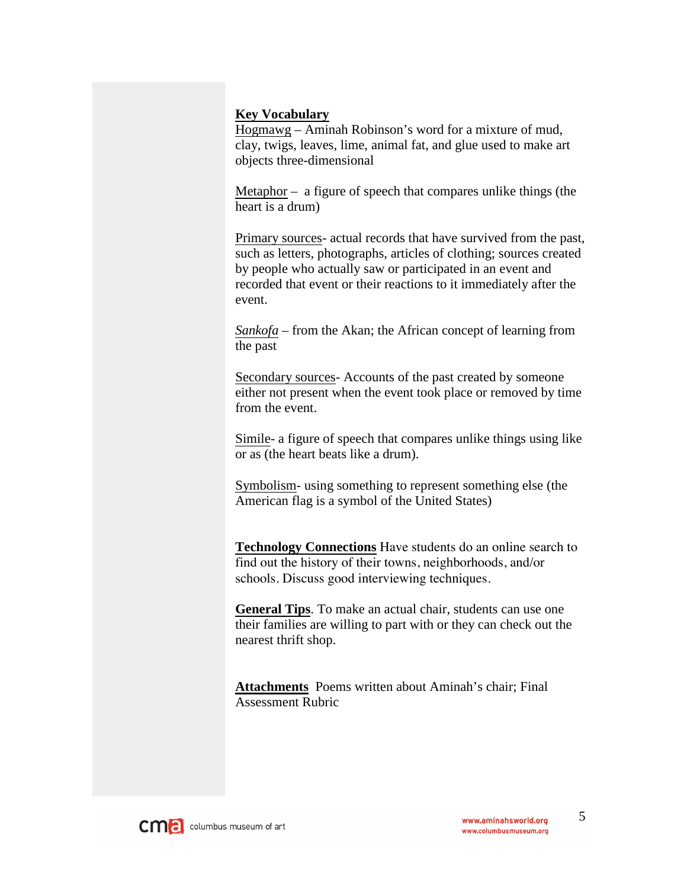**Key Vocabulary**

Hogmawg – Aminah Robinson's word for a mixture of mud, clay, twigs, leaves, lime, animal fat, and glue used to make art objects three-dimensional

Metaphor – a figure of speech that compares unlike things (the heart is a drum)

Primary sources- actual records that have survived from the past, such as letters, photographs, articles of clothing; sources created by people who actually saw or participated in an event and recorded that event or their reactions to it immediately after the event.

*Sankofa* – from the Akan; the African concept of learning from the past

Secondary sources- Accounts of the past created by someone either not present when the event took place or removed by time from the event.

Simile- a figure of speech that compares unlike things using like or as (the heart beats like a drum).

Symbolism- using something to represent something else (the American flag is a symbol of the United States)

**Technology Connections** Have students do an online search to find out the history of their towns, neighborhoods, and/or schools. Discuss good interviewing techniques.

**General Tips**. To make an actual chair, students can use one their families are willing to part with or they can check out the nearest thrift shop.

**Attachments** Poems written about Aminah's chair; Final Assessment Rubric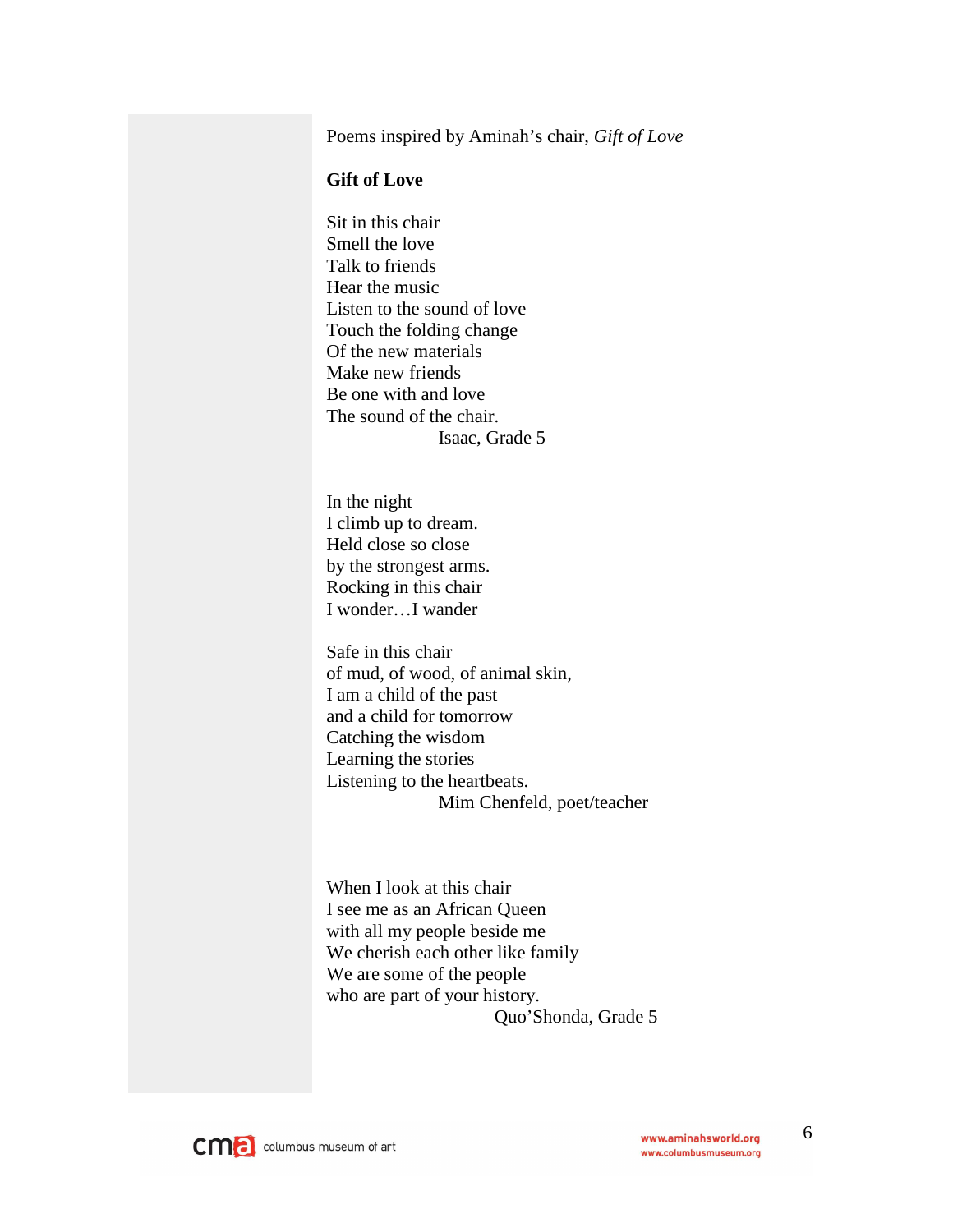Poems inspired by Aminah's chair, *Gift of Love*

**Gift of Love**

Sit in this chair
Smell the love
Talk to friends
Hear the music
Listen to the sound of love
Touch the folding change
Of the new materials
Make new friends
Be one with and love
The sound of the chair.

Isaac, Grade 5

In the night
I climb up to dream.
Held close so close
by the strongest arms.
Rocking in this chair
I wonder…I wander

Safe in this chair
of mud, of wood, of animal skin,
I am a child of the past
and a child for tomorrow
Catching the wisdom
Learning the stories
Listening to the heartbeats.

Mim Chenfeld, poet/teacher

When I look at this chair
I see me as an African Queen
with all my people beside me
We cherish each other like family
We are some of the people
who are part of your history.

Quo'Shonda, Grade 5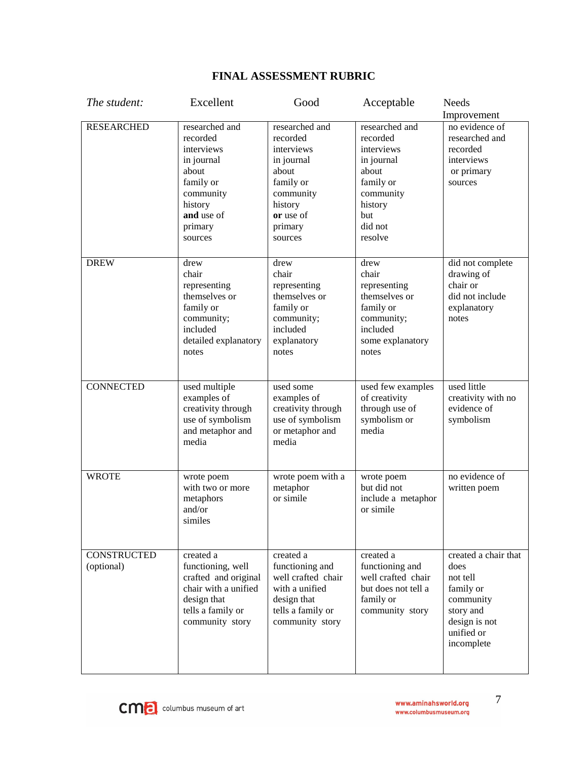# FINAL ASSESSMENT RUBRIC

| *The student:* | Excellent | Good | Acceptable | Needs Improvement |
|---|---|---|---|---|
| RESEARCHED | researched and recorded interviews in journal about family or community history **and** use of primary sources | researched and recorded interviews in journal about family or community history **or** use of primary sources | researched and recorded interviews in journal about family or community history but did not resolve | no evidence of researched and recorded interviews or primary sources |
| DREW | drew chair representing themselves or family or community; included detailed explanatory notes | drew chair representing themselves or family or community; included explanatory notes | drew chair representing themselves or family or community; included some explanatory notes | did not complete drawing of chair or did not include explanatory notes |
| CONNECTED | used multiple examples of creativity through use of symbolism and metaphor and media | used some examples of creativity through use of symbolism or metaphor and media | used few examples of creativity through use of symbolism or media | used little creativity with no evidence of symbolism |
| WROTE | wrote poem with two or more metaphors and/or similes | wrote poem with a metaphor or simile | wrote poem but did not include a metaphor or simile | no evidence of written poem |
| CONSTRUCTED (optional) | created a functioning, well crafted and original chair with a unified design that tells a family or community story | created a functioning and well crafted chair with a unified design that tells a family or community story | created a functioning and well crafted chair but does not tell a family or community story | created a chair that does not tell family or community story and design is not unified or incomplete |

columbus museum of art

www.aminahsworld.org
www.columbusmuseum.org